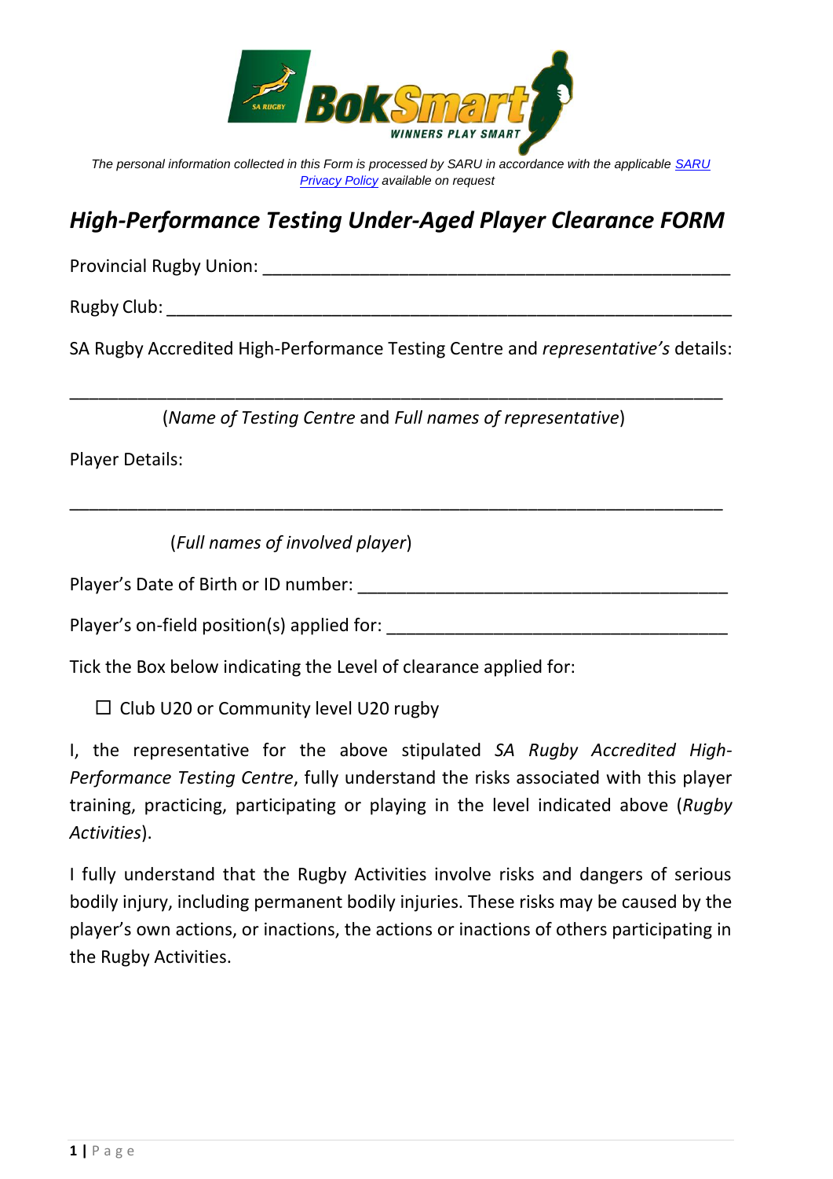*The personal information collected in this Form is processed by SARU in accordance with the applicable [SARU Privacy Policy] available on request*

# *High-Performance Testing Under-Aged Player Clearance FORM*

Provincial Rugby Union: _______________________________________________

Rugby Club: _______________________________________________________

SA Rugby Accredited High-Performance Testing Centre and *representative's* details:

_______________________________________________________________

(*Name of Testing Centre* and *Full names of representative*)

Player Details:

_______________________________________________________________

(*Full names of involved player*)

Player's Date of Birth or ID number: ____________________________________

Player's on-field position(s) applied for: _________________________________

Tick the Box below indicating the Level of clearance applied for:

☐ Club U20 or Community level U20 rugby

I, the representative for the above stipulated *SA Rugby Accredited High-Performance Testing Centre*, fully understand the risks associated with this player training, practicing, participating or playing in the level indicated above (*Rugby Activities*).

I fully understand that the Rugby Activities involve risks and dangers of serious bodily injury, including permanent bodily injuries. These risks may be caused by the player's own actions, or inactions, the actions or inactions of others participating in the Rugby Activities.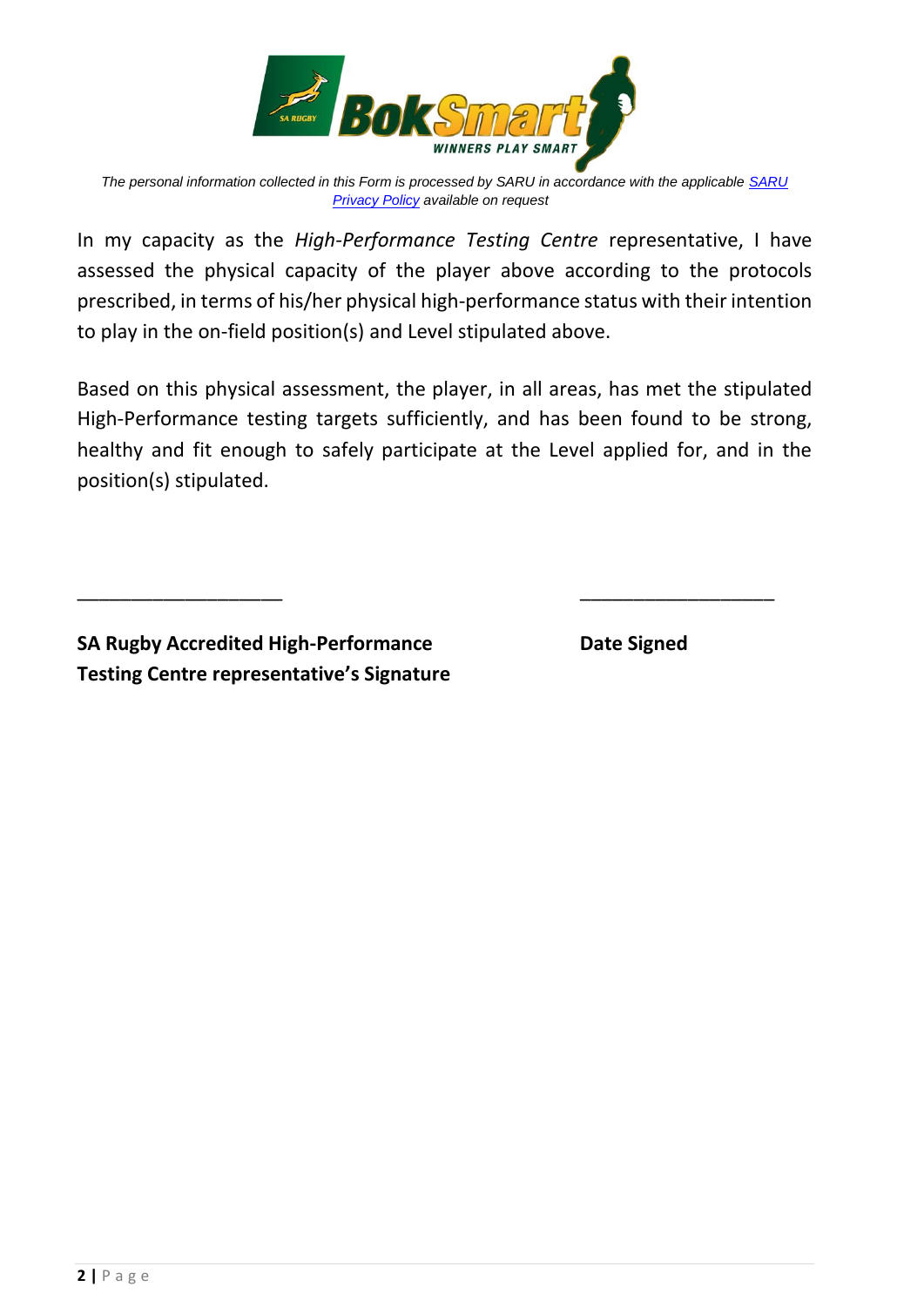*The personal information collected in this Form is processed by SARU in accordance with the applicable [SARU Privacy Policy] available on request*

In my capacity as the *High-Performance Testing Centre* representative, I have assessed the physical capacity of the player above according to the protocols prescribed, in terms of his/her physical high-performance status with their intention to play in the on-field position(s) and Level stipulated above.

Based on this physical assessment, the player, in all areas, has met the stipulated High-Performance testing targets sufficiently, and has been found to be strong, healthy and fit enough to safely participate at the Level applied for, and in the position(s) stipulated.

\_\_\_\_\_\_\_\_\_\_\_\_\_\_\_\_\_\_\_\_ \_\_\_\_\_\_\_\_\_\_\_\_\_\_\_\_\_\_\_\_

**SA Rugby Accredited High-Performance Testing Centre representative's Signature**

**Date Signed**